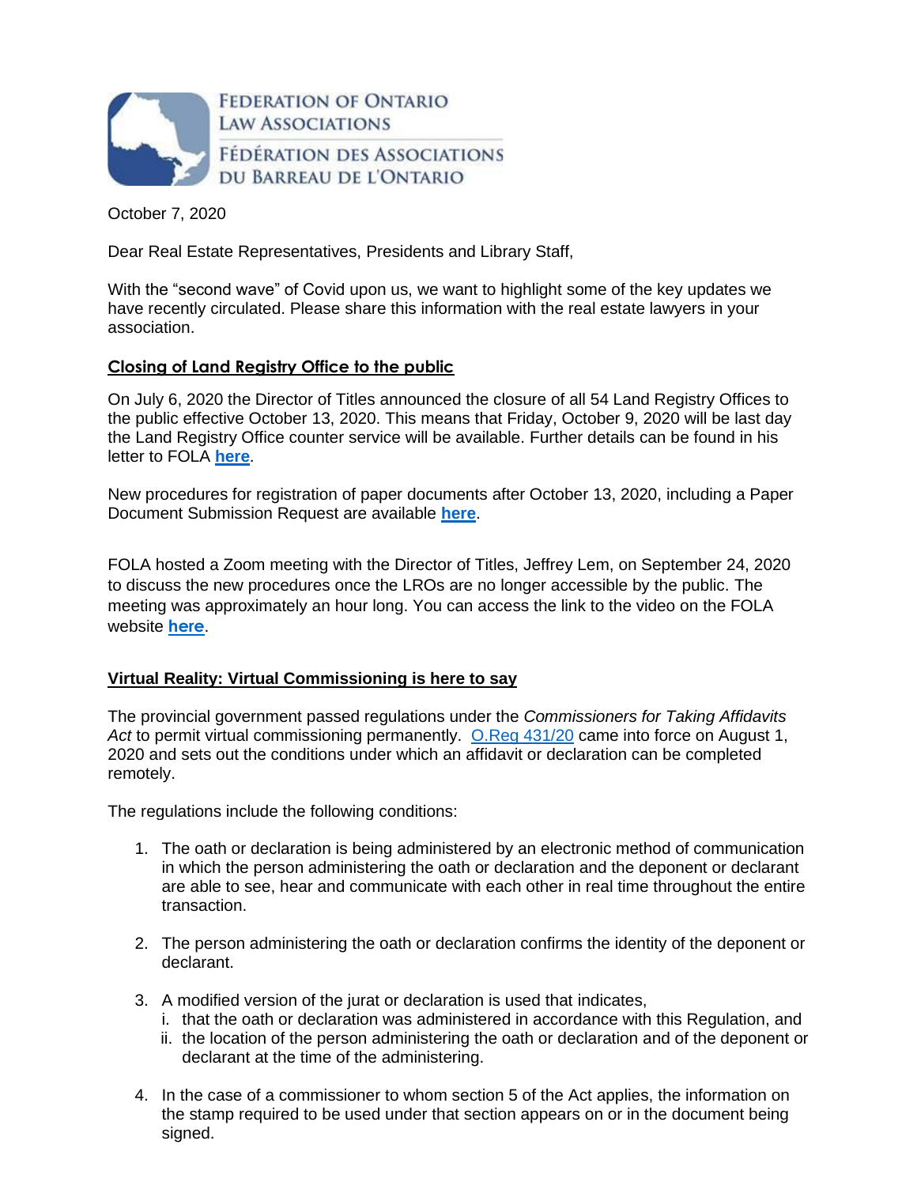FEDERATION OF ONTARIO LAW ASSOCIATIONS

FÉDÉRATION DES ASSOCIATIONS DU BARREAU DE L'ONTARIO

October 7, 2020

Dear Real Estate Representatives, Presidents and Library Staff,

With the "second wave" of Covid upon us, we want to highlight some of the key updates we have recently circulated. Please share this information with the real estate lawyers in your association.

## Closing of Land Registry Office to the public

On July 6, 2020 the Director of Titles announced the closure of all 54 Land Registry Offices to the public effective October 13, 2020. This means that Friday, October 9, 2020 will be last day the Land Registry Office counter service will be available. Further details can be found in his letter to FOLA **here**.

New procedures for registration of paper documents after October 13, 2020, including a Paper Document Submission Request are available **here**.

FOLA hosted a Zoom meeting with the Director of Titles, Jeffrey Lem, on September 24, 2020 to discuss the new procedures once the LROs are no longer accessible by the public. The meeting was approximately an hour long. You can access the link to the video on the FOLA website **here**.

## Virtual Reality: Virtual Commissioning is here to say

The provincial government passed regulations under the *Commissioners for Taking Affidavits Act* to permit virtual commissioning permanently. O.Reg 431/20 came into force on August 1, 2020 and sets out the conditions under which an affidavit or declaration can be completed remotely.

The regulations include the following conditions:

1. The oath or declaration is being administered by an electronic method of communication in which the person administering the oath or declaration and the deponent or declarant are able to see, hear and communicate with each other in real time throughout the entire transaction.

2. The person administering the oath or declaration confirms the identity of the deponent or declarant.

3. A modified version of the jurat or declaration is used that indicates,
   i. that the oath or declaration was administered in accordance with this Regulation, and
   ii. the location of the person administering the oath or declaration and of the deponent or declarant at the time of the administering.

4. In the case of a commissioner to whom section 5 of the Act applies, the information on the stamp required to be used under that section appears on or in the document being signed.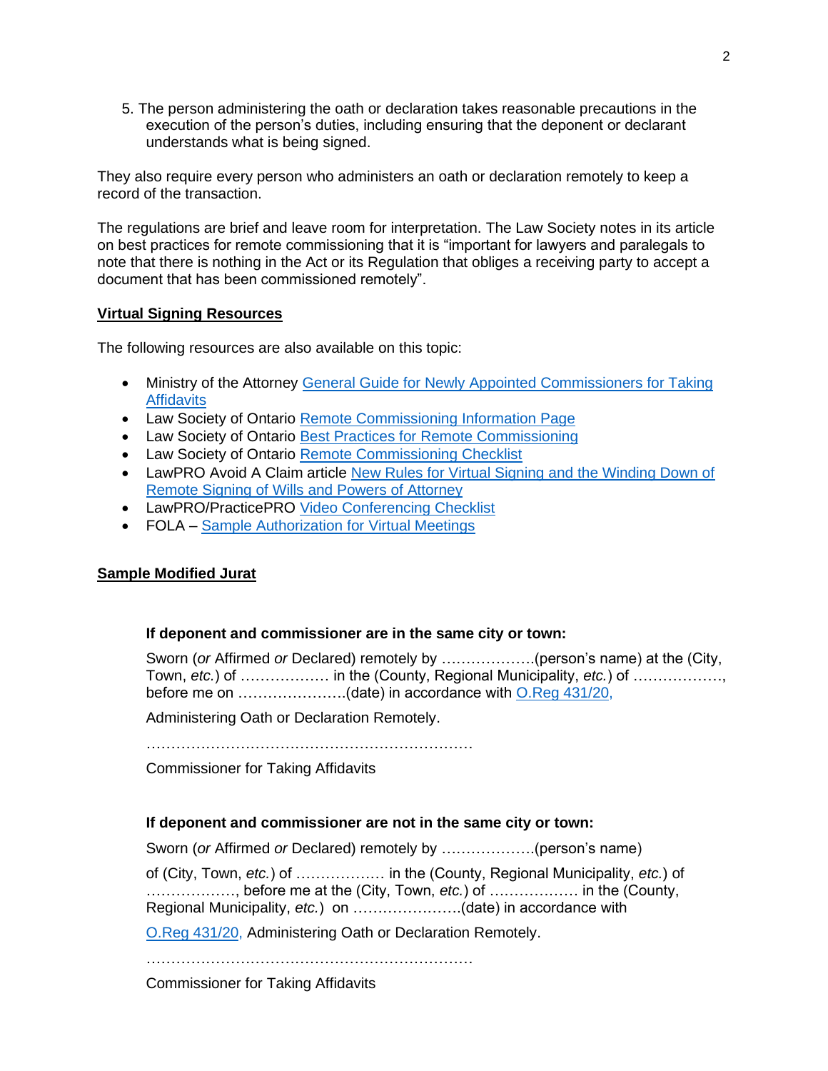5. The person administering the oath or declaration takes reasonable precautions in the execution of the person's duties, including ensuring that the deponent or declarant understands what is being signed.

They also require every person who administers an oath or declaration remotely to keep a record of the transaction.

The regulations are brief and leave room for interpretation. The Law Society notes in its article on best practices for remote commissioning that it is "important for lawyers and paralegals to note that there is nothing in the Act or its Regulation that obliges a receiving party to accept a document that has been commissioned remotely".

**Virtual Signing Resources**

The following resources are also available on this topic:

- Ministry of the Attorney General Guide for Newly Appointed Commissioners for Taking Affidavits
- Law Society of Ontario Remote Commissioning Information Page
- Law Society of Ontario Best Practices for Remote Commissioning
- Law Society of Ontario Remote Commissioning Checklist
- LawPRO Avoid A Claim article New Rules for Virtual Signing and the Winding Down of Remote Signing of Wills and Powers of Attorney
- LawPRO/PracticePRO Video Conferencing Checklist
- FOLA – Sample Authorization for Virtual Meetings

**Sample Modified Jurat**

**If deponent and commissioner are in the same city or town:**

Sworn (*or* Affirmed *or* Declared) remotely by ………………(person's name) at the (City, Town, *etc.*) of ……………… in the (County, Regional Municipality, *etc.*) of ………………, before me on ………………….(date) in accordance with O.Reg 431/20,

Administering Oath or Declaration Remotely.

…………………………………………………………

Commissioner for Taking Affidavits

**If deponent and commissioner are not in the same city or town:**

Sworn (*or* Affirmed *or* Declared) remotely by ………………(person's name)

of (City, Town, *etc.*) of ……………… in the (County, Regional Municipality, *etc.*) of ………………, before me at the (City, Town, *etc.*) of ……………… in the (County, Regional Municipality, *etc.*) on ………………….(date) in accordance with

O.Reg 431/20, Administering Oath or Declaration Remotely.

…………………………………………………………

Commissioner for Taking Affidavits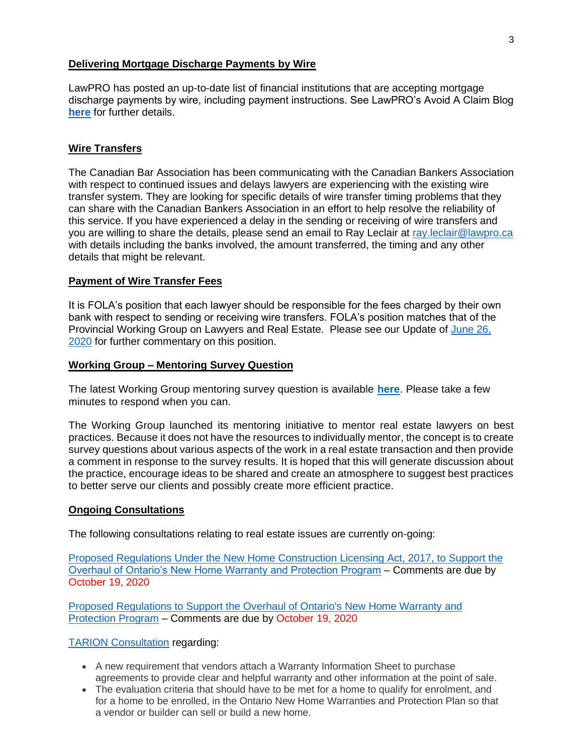**Delivering Mortgage Discharge Payments by Wire**

LawPRO has posted an up-to-date list of financial institutions that are accepting mortgage discharge payments by wire, including payment instructions. See LawPRO's Avoid A Claim Blog **here** for further details.

**Wire Transfers**

The Canadian Bar Association has been communicating with the Canadian Bankers Association with respect to continued issues and delays lawyers are experiencing with the existing wire transfer system. They are looking for specific details of wire transfer timing problems that they can share with the Canadian Bankers Association in an effort to help resolve the reliability of this service. If you have experienced a delay in the sending or receiving of wire transfers and you are willing to share the details, please send an email to Ray Leclair at ray.leclair@lawpro.ca with details including the banks involved, the amount transferred, the timing and any other details that might be relevant.

**Payment of Wire Transfer Fees**

It is FOLA's position that each lawyer should be responsible for the fees charged by their own bank with respect to sending or receiving wire transfers. FOLA's position matches that of the Provincial Working Group on Lawyers and Real Estate. Please see our Update of June 26, 2020 for further commentary on this position.

**Working Group – Mentoring Survey Question**

The latest Working Group mentoring survey question is available **here**. Please take a few minutes to respond when you can.

The Working Group launched its mentoring initiative to mentor real estate lawyers on best practices. Because it does not have the resources to individually mentor, the concept is to create survey questions about various aspects of the work in a real estate transaction and then provide a comment in response to the survey results. It is hoped that this will generate discussion about the practice, encourage ideas to be shared and create an atmosphere to suggest best practices to better serve our clients and possibly create more efficient practice.

**Ongoing Consultations**

The following consultations relating to real estate issues are currently on-going:

Proposed Regulations Under the New Home Construction Licensing Act, 2017, to Support the Overhaul of Ontario's New Home Warranty and Protection Program – Comments are due by October 19, 2020

Proposed Regulations to Support the Overhaul of Ontario's New Home Warranty and Protection Program – Comments are due by October 19, 2020

TARION Consultation regarding:

- A new requirement that vendors attach a Warranty Information Sheet to purchase agreements to provide clear and helpful warranty and other information at the point of sale.
- The evaluation criteria that should have to be met for a home to qualify for enrolment, and for a home to be enrolled, in the Ontario New Home Warranties and Protection Plan so that a vendor or builder can sell or build a new home.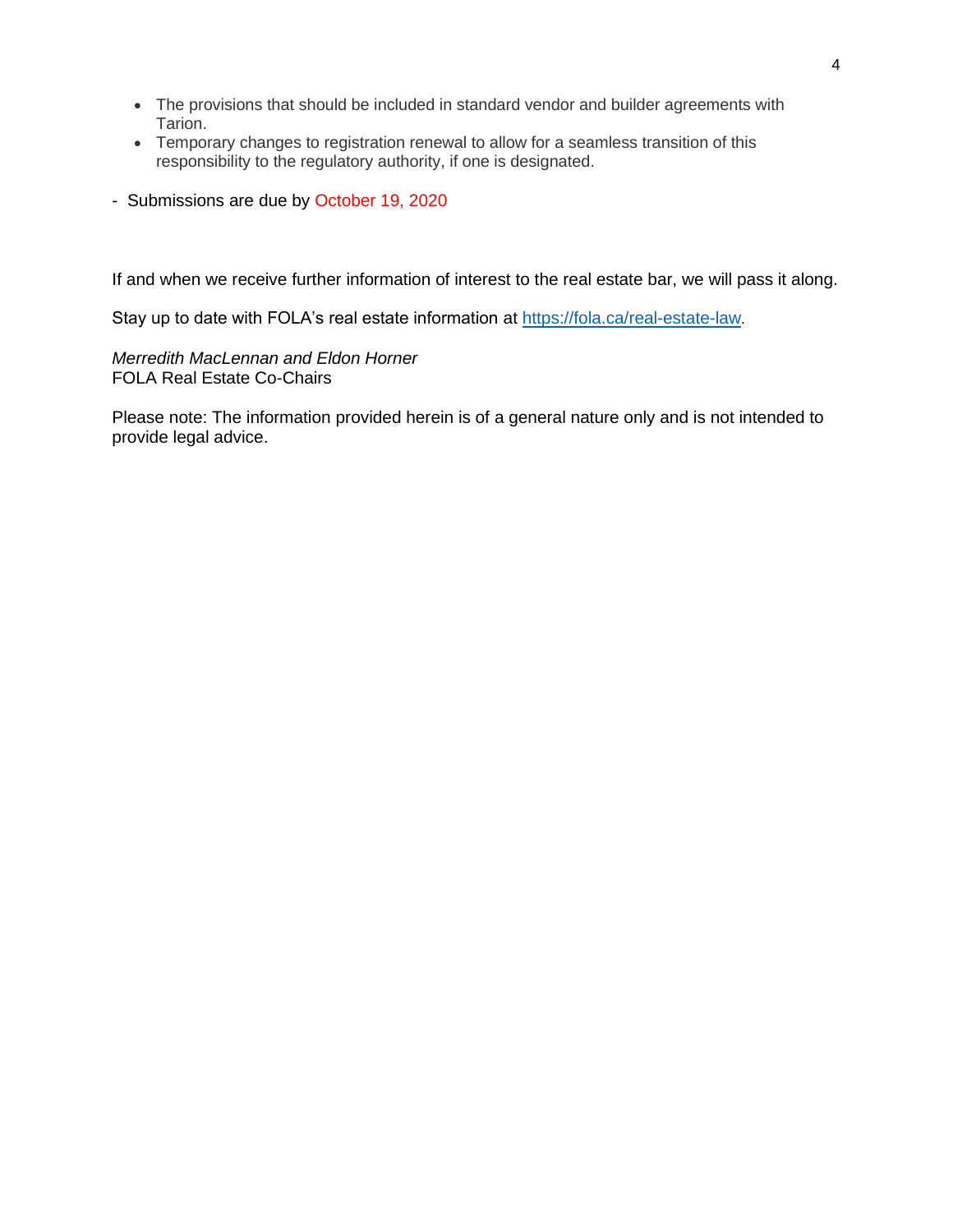- The provisions that should be included in standard vendor and builder agreements with Tarion.
- Temporary changes to registration renewal to allow for a seamless transition of this responsibility to the regulatory authority, if one is designated.

- Submissions are due by October 19, 2020

If and when we receive further information of interest to the real estate bar, we will pass it along.

Stay up to date with FOLA's real estate information at [https://fola.ca/real-estate-law](https://fola.ca/real-estate-law).

*Merredith MacLennan and Eldon Horner*
FOLA Real Estate Co-Chairs

Please note: The information provided herein is of a general nature only and is not intended to provide legal advice.